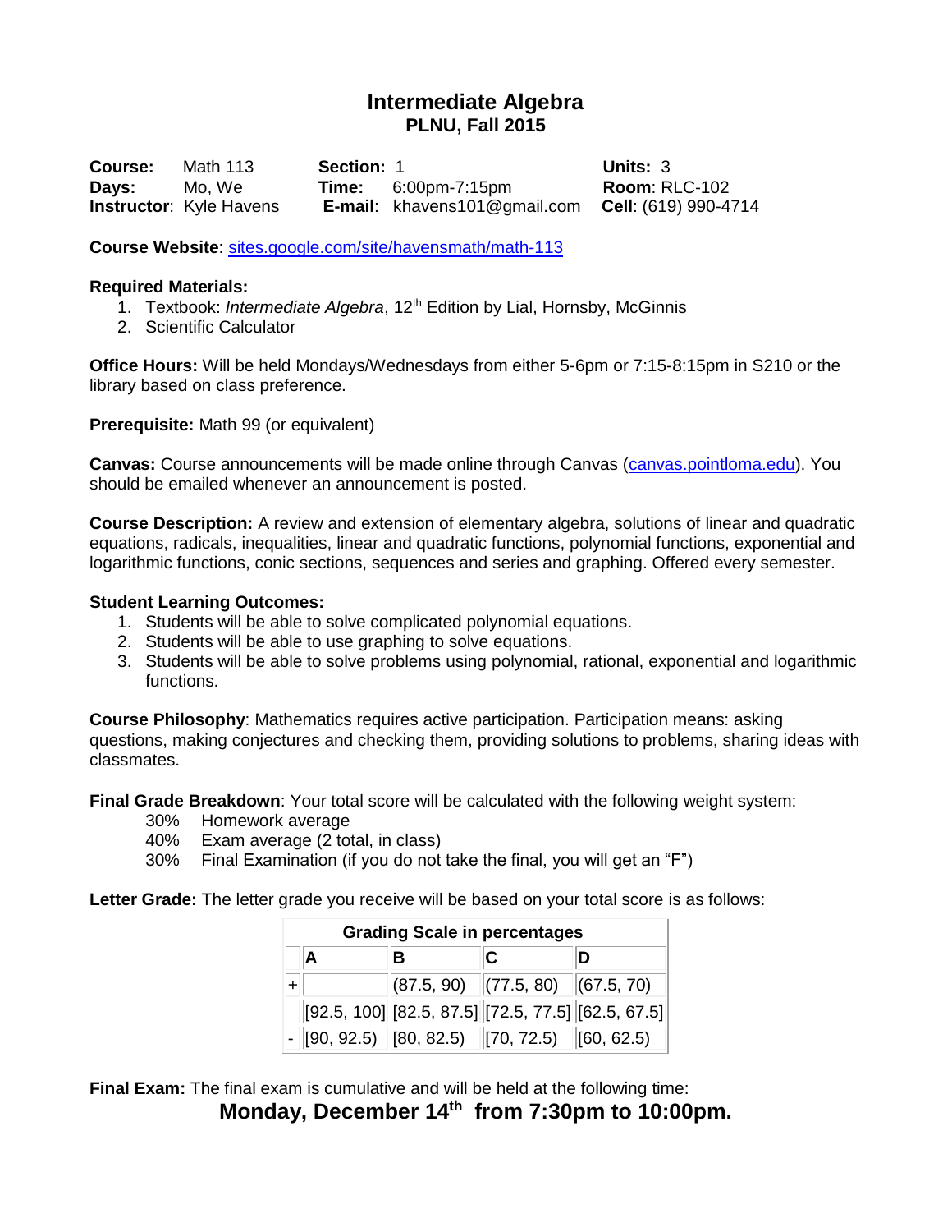// Intermediate Algebra
## PLNU, Fall 2015

| | | | | | |
|---|---|---|---|---|---|
| **Course:** | Math 113 | **Section:** | 1 | **Units:** | 3 |
| **Days:** | Mo, We | **Time:** | 6:00pm-7:15pm | **Room**: | RLC-102 |
| **Instructor**: | Kyle Havens | **E-mail**: | khavens101@gmail.com | **Cell**: | (619) 990-4714 |

**Course Website**: sites.google.com/site/havensmath/math-113

**Required Materials:**

1. Textbook: *Intermediate Algebra*, 12th Edition by Lial, Hornsby, McGinnis
2. Scientific Calculator

**Office Hours:** Will be held Mondays/Wednesdays from either 5-6pm or 7:15-8:15pm in S210 or the library based on class preference.

**Prerequisite:** Math 99 (or equivalent)

**Canvas:** Course announcements will be made online through Canvas (canvas.pointloma.edu). You should be emailed whenever an announcement is posted.

**Course Description:** A review and extension of elementary algebra, solutions of linear and quadratic equations, radicals, inequalities, linear and quadratic functions, polynomial functions, exponential and logarithmic functions, conic sections, sequences and series and graphing. Offered every semester.

**Student Learning Outcomes:**

1. Students will be able to solve complicated polynomial equations.
2. Students will be able to use graphing to solve equations.
3. Students will be able to solve problems using polynomial, rational, exponential and logarithmic functions.

**Course Philosophy**: Mathematics requires active participation. Participation means: asking questions, making conjectures and checking them, providing solutions to problems, sharing ideas with classmates.

**Final Grade Breakdown**: Your total score will be calculated with the following weight system:

- 30% Homework average
- 40% Exam average (2 total, in class)
- 30% Final Examination (if you do not take the final, you will get an "F")

**Letter Grade:** The letter grade you receive will be based on your total score is as follows:

**Grading Scale in percentages**

| | A | B | C | D |
|---|---|---|---|---|
| + | | (87.5, 90) | (77.5, 80) | (67.5, 70) |
| | [92.5, 100] | [82.5, 87.5] | [72.5, 77.5] | [62.5, 67.5] |
| - | [90, 92.5) | [80, 82.5) | [70, 72.5) | [60, 62.5) |

**Final Exam:** The final exam is cumulative and will be held at the following time:

**Monday, December 14th from 7:30pm to 10:00pm.**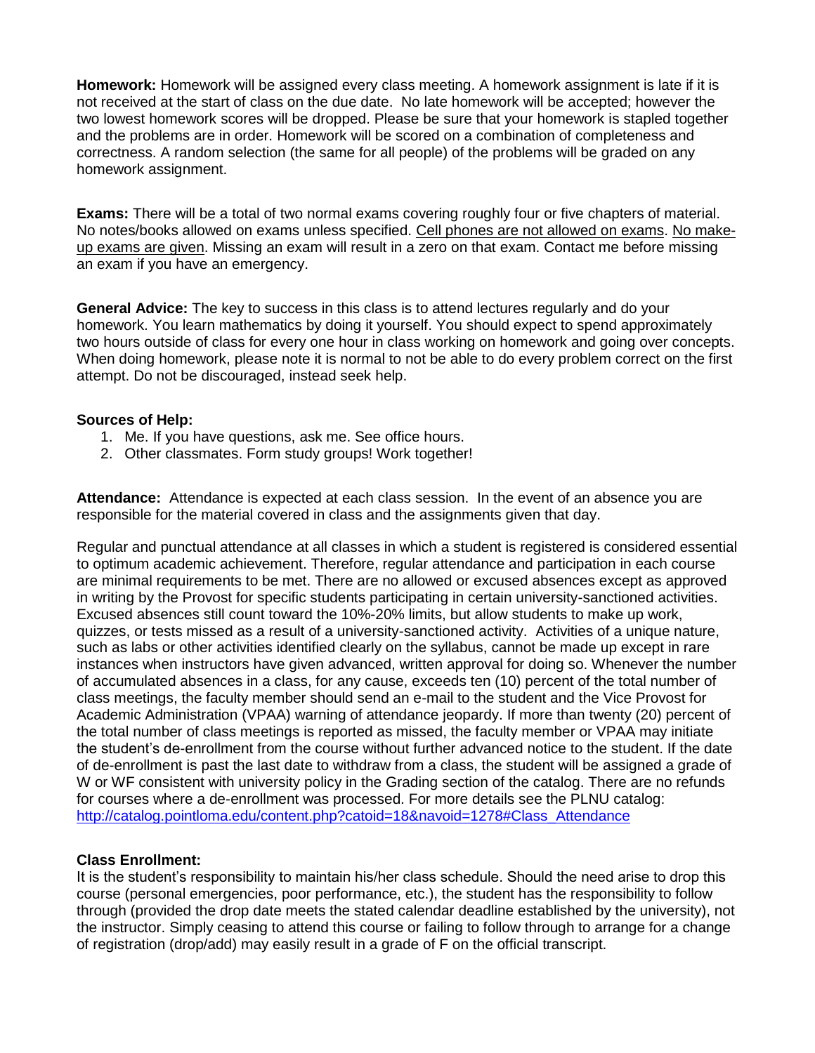**Homework:** Homework will be assigned every class meeting. A homework assignment is late if it is not received at the start of class on the due date. No late homework will be accepted; however the two lowest homework scores will be dropped. Please be sure that your homework is stapled together and the problems are in order. Homework will be scored on a combination of completeness and correctness. A random selection (the same for all people) of the problems will be graded on any homework assignment.

**Exams:** There will be a total of two normal exams covering roughly four or five chapters of material. No notes/books allowed on exams unless specified. Cell phones are not allowed on exams. No make-up exams are given. Missing an exam will result in a zero on that exam. Contact me before missing an exam if you have an emergency.

**General Advice:** The key to success in this class is to attend lectures regularly and do your homework. You learn mathematics by doing it yourself. You should expect to spend approximately two hours outside of class for every one hour in class working on homework and going over concepts. When doing homework, please note it is normal to not be able to do every problem correct on the first attempt. Do not be discouraged, instead seek help.

**Sources of Help:**

1. Me. If you have questions, ask me. See office hours.
2. Other classmates. Form study groups! Work together!

**Attendance:** Attendance is expected at each class session. In the event of an absence you are responsible for the material covered in class and the assignments given that day.

Regular and punctual attendance at all classes in which a student is registered is considered essential to optimum academic achievement. Therefore, regular attendance and participation in each course are minimal requirements to be met. There are no allowed or excused absences except as approved in writing by the Provost for specific students participating in certain university-sanctioned activities. Excused absences still count toward the 10%-20% limits, but allow students to make up work, quizzes, or tests missed as a result of a university-sanctioned activity. Activities of a unique nature, such as labs or other activities identified clearly on the syllabus, cannot be made up except in rare instances when instructors have given advanced, written approval for doing so. Whenever the number of accumulated absences in a class, for any cause, exceeds ten (10) percent of the total number of class meetings, the faculty member should send an e-mail to the student and the Vice Provost for Academic Administration (VPAA) warning of attendance jeopardy. If more than twenty (20) percent of the total number of class meetings is reported as missed, the faculty member or VPAA may initiate the student's de-enrollment from the course without further advanced notice to the student. If the date of de-enrollment is past the last date to withdraw from a class, the student will be assigned a grade of W or WF consistent with university policy in the Grading section of the catalog. There are no refunds for courses where a de-enrollment was processed. For more details see the PLNU catalog: [http://catalog.pointloma.edu/content.php?catoid=18&navoid=1278#Class_Attendance](http://catalog.pointloma.edu/content.php?catoid=18&navoid=1278#Class_Attendance)

**Class Enrollment:**

It is the student's responsibility to maintain his/her class schedule. Should the need arise to drop this course (personal emergencies, poor performance, etc.), the student has the responsibility to follow through (provided the drop date meets the stated calendar deadline established by the university), not the instructor. Simply ceasing to attend this course or failing to follow through to arrange for a change of registration (drop/add) may easily result in a grade of F on the official transcript.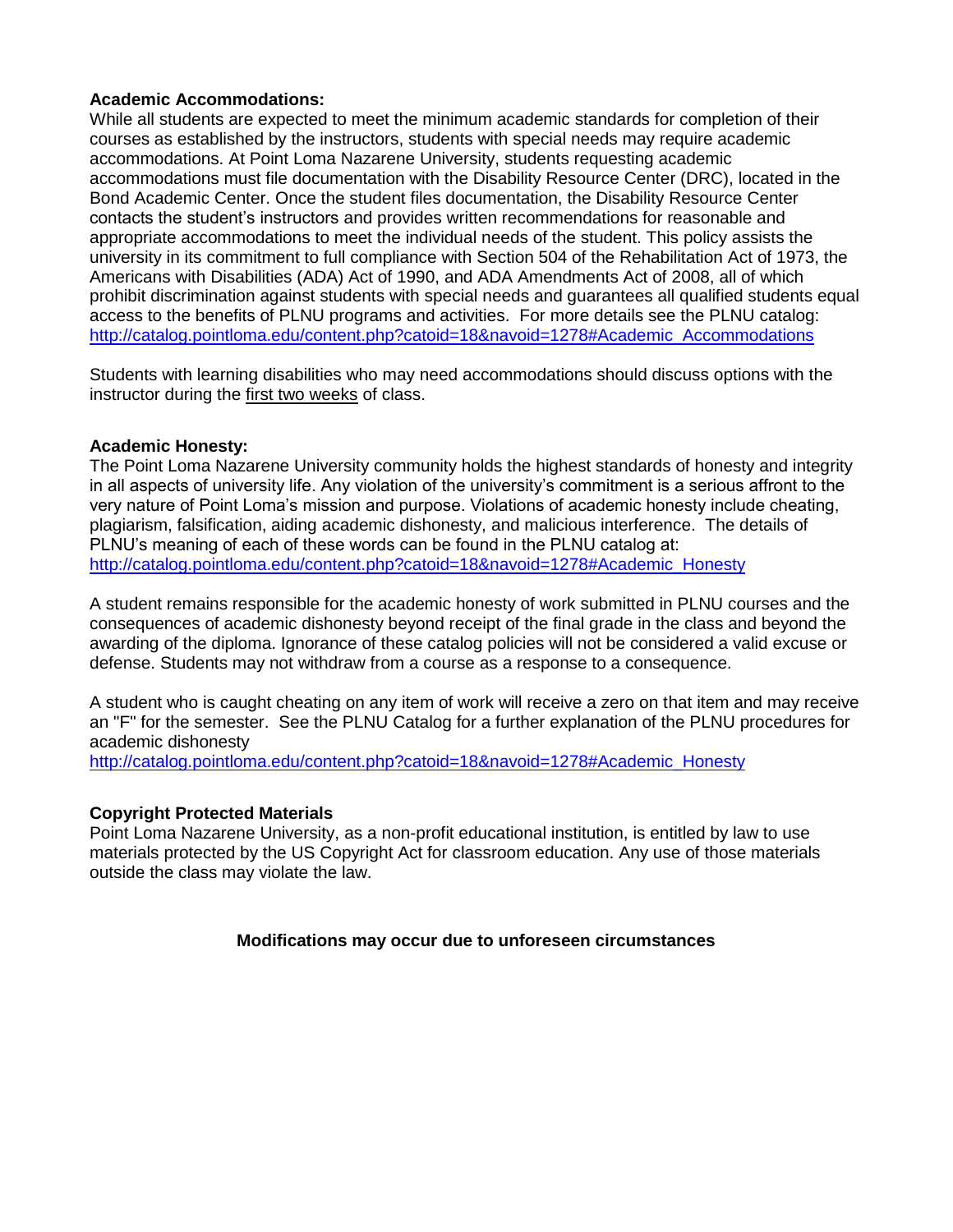**Academic Accommodations:**

While all students are expected to meet the minimum academic standards for completion of their courses as established by the instructors, students with special needs may require academic accommodations. At Point Loma Nazarene University, students requesting academic accommodations must file documentation with the Disability Resource Center (DRC), located in the Bond Academic Center. Once the student files documentation, the Disability Resource Center contacts the student's instructors and provides written recommendations for reasonable and appropriate accommodations to meet the individual needs of the student. This policy assists the university in its commitment to full compliance with Section 504 of the Rehabilitation Act of 1973, the Americans with Disabilities (ADA) Act of 1990, and ADA Amendments Act of 2008, all of which prohibit discrimination against students with special needs and guarantees all qualified students equal access to the benefits of PLNU programs and activities. For more details see the PLNU catalog: [http://catalog.pointloma.edu/content.php?catoid=18&navoid=1278#Academic_Accommodations](http://catalog.pointloma.edu/content.php?catoid=18&navoid=1278#Academic_Accommodations)

Students with learning disabilities who may need accommodations should discuss options with the instructor during the first two weeks of class.

**Academic Honesty:**

The Point Loma Nazarene University community holds the highest standards of honesty and integrity in all aspects of university life. Any violation of the university's commitment is a serious affront to the very nature of Point Loma's mission and purpose. Violations of academic honesty include cheating, plagiarism, falsification, aiding academic dishonesty, and malicious interference. The details of PLNU's meaning of each of these words can be found in the PLNU catalog at: [http://catalog.pointloma.edu/content.php?catoid=18&navoid=1278#Academic_Honesty](http://catalog.pointloma.edu/content.php?catoid=18&navoid=1278#Academic_Honesty)

A student remains responsible for the academic honesty of work submitted in PLNU courses and the consequences of academic dishonesty beyond receipt of the final grade in the class and beyond the awarding of the diploma. Ignorance of these catalog policies will not be considered a valid excuse or defense. Students may not withdraw from a course as a response to a consequence.

A student who is caught cheating on any item of work will receive a zero on that item and may receive an "F" for the semester. See the PLNU Catalog for a further explanation of the PLNU procedures for academic dishonesty
[http://catalog.pointloma.edu/content.php?catoid=18&navoid=1278#Academic_Honesty](http://catalog.pointloma.edu/content.php?catoid=18&navoid=1278#Academic_Honesty)

**Copyright Protected Materials**

Point Loma Nazarene University, as a non-profit educational institution, is entitled by law to use materials protected by the US Copyright Act for classroom education. Any use of those materials outside the class may violate the law.

**Modifications may occur due to unforeseen circumstances**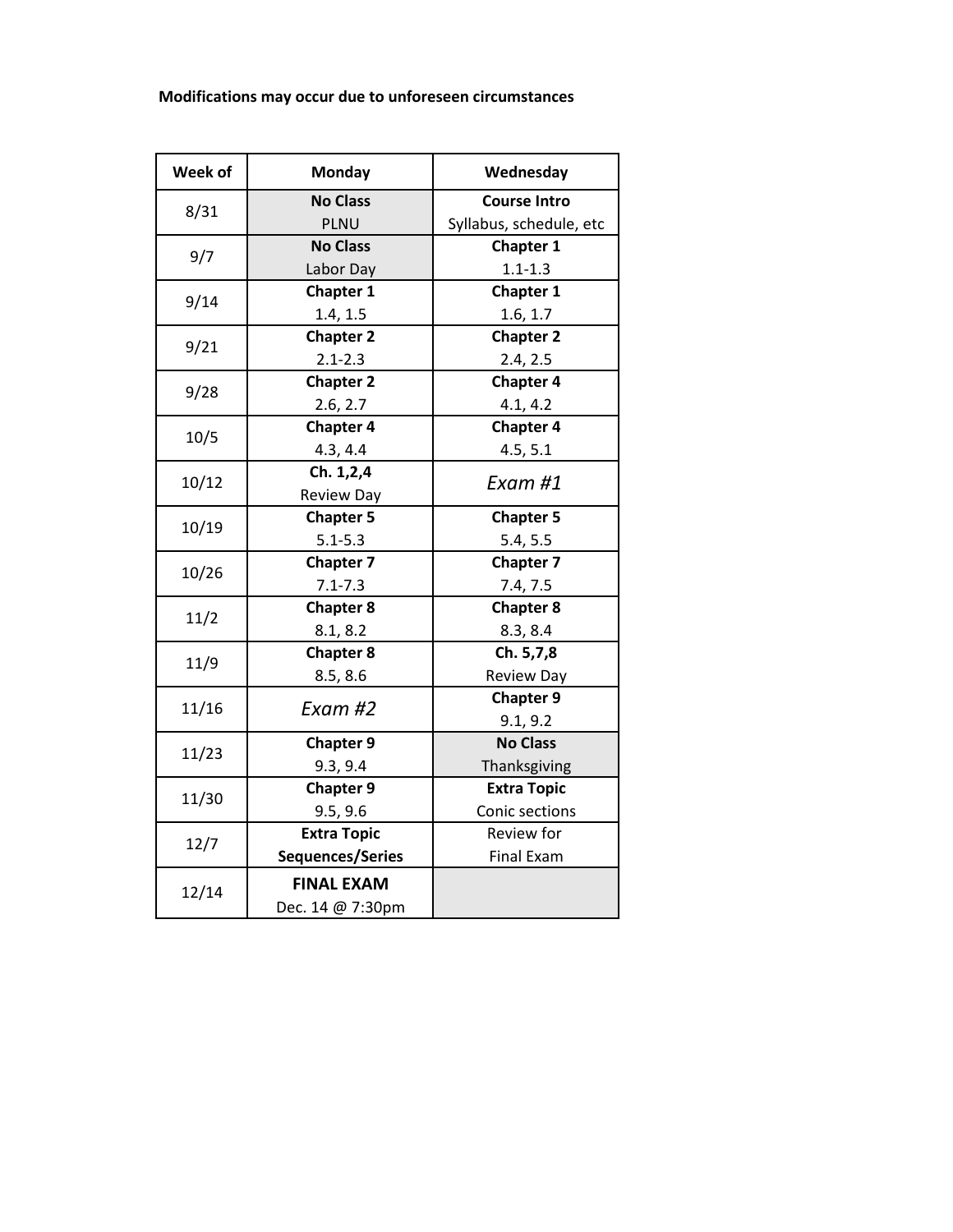**Modifications may occur due to unforeseen circumstances**

| Week of | Monday | Wednesday |
|---|---|---|
| 8/31 | **No Class** PLNU | **Course Intro** Syllabus, schedule, etc |
| 9/7 | **No Class** Labor Day | **Chapter 1** 1.1-1.3 |
| 9/14 | **Chapter 1** 1.4, 1.5 | **Chapter 1** 1.6, 1.7 |
| 9/21 | **Chapter 2** 2.1-2.3 | **Chapter 2** 2.4, 2.5 |
| 9/28 | **Chapter 2** 2.6, 2.7 | **Chapter 4** 4.1, 4.2 |
| 10/5 | **Chapter 4** 4.3, 4.4 | **Chapter 4** 4.5, 5.1 |
| 10/12 | **Ch. 1,2,4** Review Day | *Exam #1* |
| 10/19 | **Chapter 5** 5.1-5.3 | **Chapter 5** 5.4, 5.5 |
| 10/26 | **Chapter 7** 7.1-7.3 | **Chapter 7** 7.4, 7.5 |
| 11/2 | **Chapter 8** 8.1, 8.2 | **Chapter 8** 8.3, 8.4 |
| 11/9 | **Chapter 8** 8.5, 8.6 | **Ch. 5,7,8** Review Day |
| 11/16 | *Exam #2* | **Chapter 9** 9.1, 9.2 |
| 11/23 | **Chapter 9** 9.3, 9.4 | **No Class** Thanksgiving |
| 11/30 | **Chapter 9** 9.5, 9.6 | **Extra Topic** Conic sections |
| 12/7 | **Extra Topic** **Sequences/Series** | Review for Final Exam |
| 12/14 | **FINAL EXAM** Dec. 14 @ 7:30pm | |